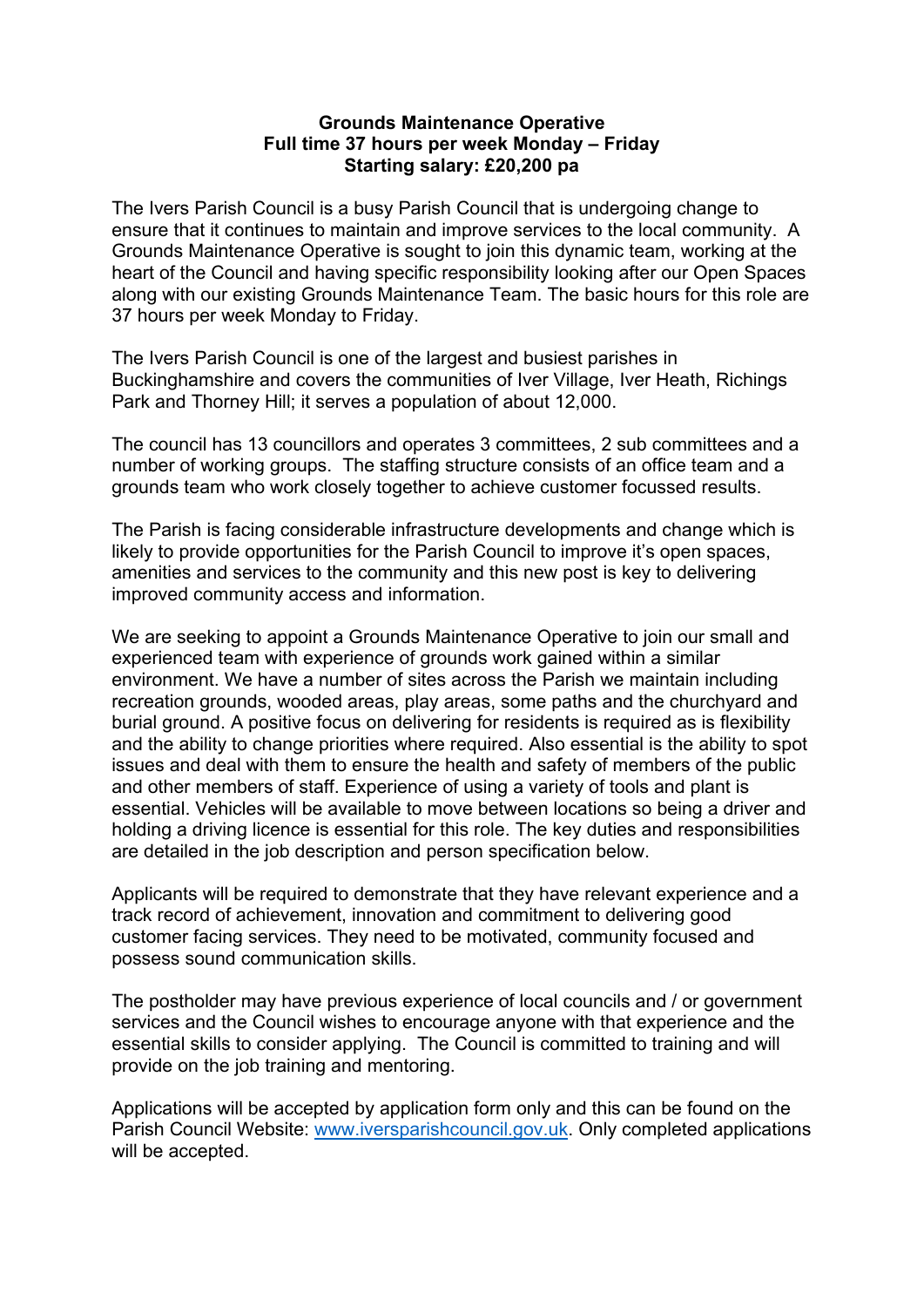**Grounds Maintenance Operative**
**Full time 37 hours per week Monday – Friday**
**Starting salary: £20,200 pa**

The Ivers Parish Council is a busy Parish Council that is undergoing change to ensure that it continues to maintain and improve services to the local community. A Grounds Maintenance Operative is sought to join this dynamic team, working at the heart of the Council and having specific responsibility looking after our Open Spaces along with our existing Grounds Maintenance Team. The basic hours for this role are 37 hours per week Monday to Friday.

The Ivers Parish Council is one of the largest and busiest parishes in Buckinghamshire and covers the communities of Iver Village, Iver Heath, Richings Park and Thorney Hill; it serves a population of about 12,000.

The council has 13 councillors and operates 3 committees, 2 sub committees and a number of working groups. The staffing structure consists of an office team and a grounds team who work closely together to achieve customer focussed results.

The Parish is facing considerable infrastructure developments and change which is likely to provide opportunities for the Parish Council to improve it's open spaces, amenities and services to the community and this new post is key to delivering improved community access and information.

We are seeking to appoint a Grounds Maintenance Operative to join our small and experienced team with experience of grounds work gained within a similar environment. We have a number of sites across the Parish we maintain including recreation grounds, wooded areas, play areas, some paths and the churchyard and burial ground. A positive focus on delivering for residents is required as is flexibility and the ability to change priorities where required. Also essential is the ability to spot issues and deal with them to ensure the health and safety of members of the public and other members of staff. Experience of using a variety of tools and plant is essential. Vehicles will be available to move between locations so being a driver and holding a driving licence is essential for this role. The key duties and responsibilities are detailed in the job description and person specification below.

Applicants will be required to demonstrate that they have relevant experience and a track record of achievement, innovation and commitment to delivering good customer facing services. They need to be motivated, community focused and possess sound communication skills.

The postholder may have previous experience of local councils and / or government services and the Council wishes to encourage anyone with that experience and the essential skills to consider applying. The Council is committed to training and will provide on the job training and mentoring.

Applications will be accepted by application form only and this can be found on the Parish Council Website: [www.iversparishcouncil.gov.uk](http://www.iversparishcouncil.gov.uk). Only completed applications will be accepted.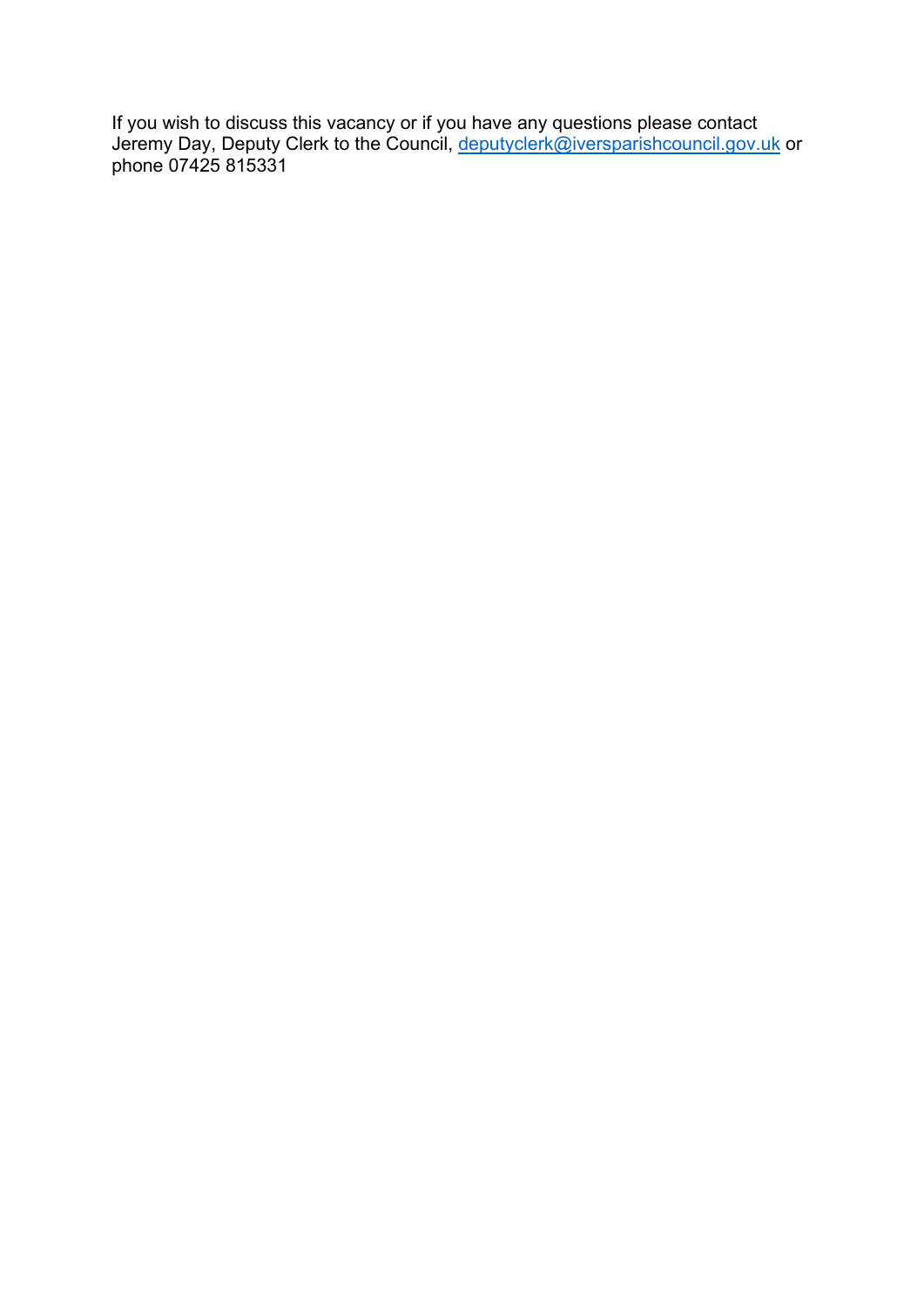If you wish to discuss this vacancy or if you have any questions please contact Jeremy Day, Deputy Clerk to the Council, deputyclerk@iversparishcouncil.gov.uk or phone 07425 815331